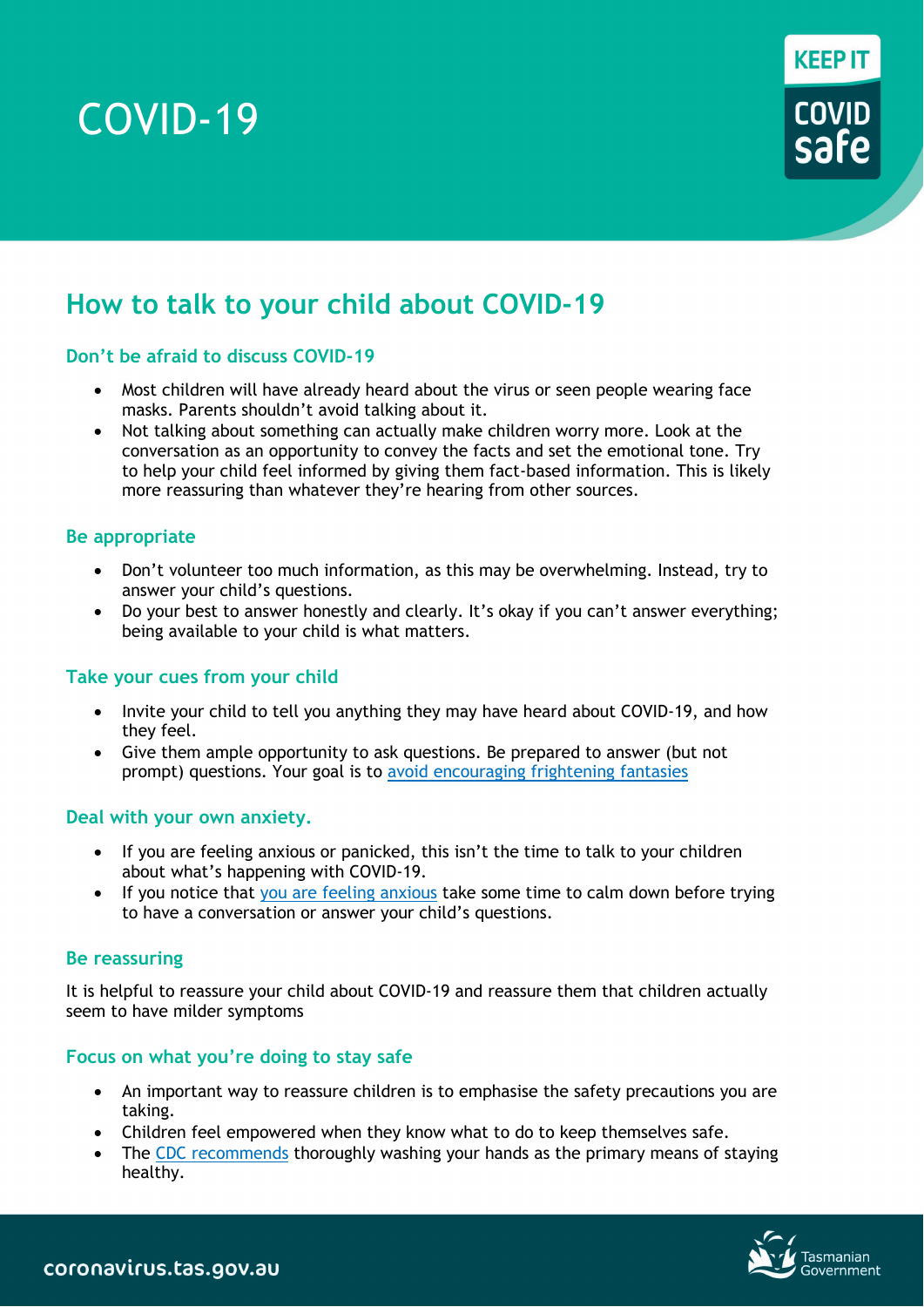# COVID-19

## How to talk to your child about COVID-19

### Don't be afraid to discuss COVID-19

- Most children will have already heard about the virus or seen people wearing face masks. Parents shouldn't avoid talking about it.
- Not talking about something can actually make children worry more. Look at the conversation as an opportunity to convey the facts and set the emotional tone. Try to help your child feel informed by giving them fact-based information. This is likely more reassuring than whatever they're hearing from other sources.

### Be appropriate

- Don't volunteer too much information, as this may be overwhelming. Instead, try to answer your child's questions.
- Do your best to answer honestly and clearly. It's okay if you can't answer everything; being available to your child is what matters.

### Take your cues from your child

- Invite your child to tell you anything they may have heard about COVID-19, and how they feel.
- Give them ample opportunity to ask questions. Be prepared to answer (but not prompt) questions. Your goal is to avoid encouraging frightening fantasies

### Deal with your own anxiety.

- If you are feeling anxious or panicked, this isn't the time to talk to your children about what's happening with COVID-19.
- If you notice that you are feeling anxious take some time to calm down before trying to have a conversation or answer your child's questions.

### Be reassuring

It is helpful to reassure your child about COVID-19 and reassure them that children actually seem to have milder symptoms

### Focus on what you're doing to stay safe

- An important way to reassure children is to emphasise the safety precautions you are taking.
- Children feel empowered when they know what to do to keep themselves safe.
- The CDC recommends thoroughly washing your hands as the primary means of staying healthy.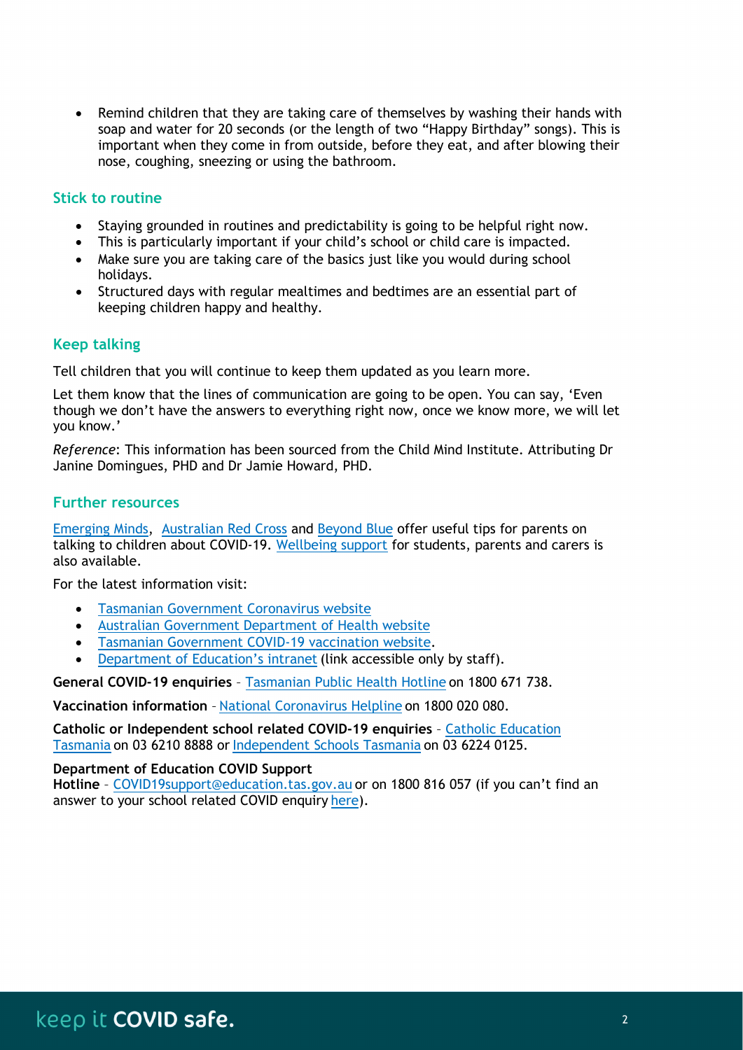- Remind children that they are taking care of themselves by washing their hands with soap and water for 20 seconds (or the length of two "Happy Birthday" songs). This is important when they come in from outside, before they eat, and after blowing their nose, coughing, sneezing or using the bathroom.

### Stick to routine

- Staying grounded in routines and predictability is going to be helpful right now.
- This is particularly important if your child's school or child care is impacted.
- Make sure you are taking care of the basics just like you would during school holidays.
- Structured days with regular mealtimes and bedtimes are an essential part of keeping children happy and healthy.

### Keep talking

Tell children that you will continue to keep them updated as you learn more.

Let them know that the lines of communication are going to be open. You can say, 'Even though we don't have the answers to everything right now, once we know more, we will let you know.'

*Reference*: This information has been sourced from the Child Mind Institute. Attributing Dr Janine Domingues, PHD and Dr Jamie Howard, PHD.

### Further resources

Emerging Minds, Australian Red Cross and Beyond Blue offer useful tips for parents on talking to children about COVID-19. Wellbeing support for students, parents and carers is also available.

For the latest information visit:

- Tasmanian Government Coronavirus website
- Australian Government Department of Health website
- Tasmanian Government COVID-19 vaccination website.
- Department of Education's intranet (link accessible only by staff).

**General COVID-19 enquiries** – Tasmanian Public Health Hotline on 1800 671 738.

**Vaccination information** – National Coronavirus Helpline on 1800 020 080.

**Catholic or Independent school related COVID-19 enquiries** – Catholic Education Tasmania on 03 6210 8888 or Independent Schools Tasmania on 03 6224 0125.

**Department of Education COVID Support Hotline** – COVID19support@education.tas.gov.au or on 1800 816 057 (if you can't find an answer to your school related COVID enquiry here).

keep it **COVID safe.**